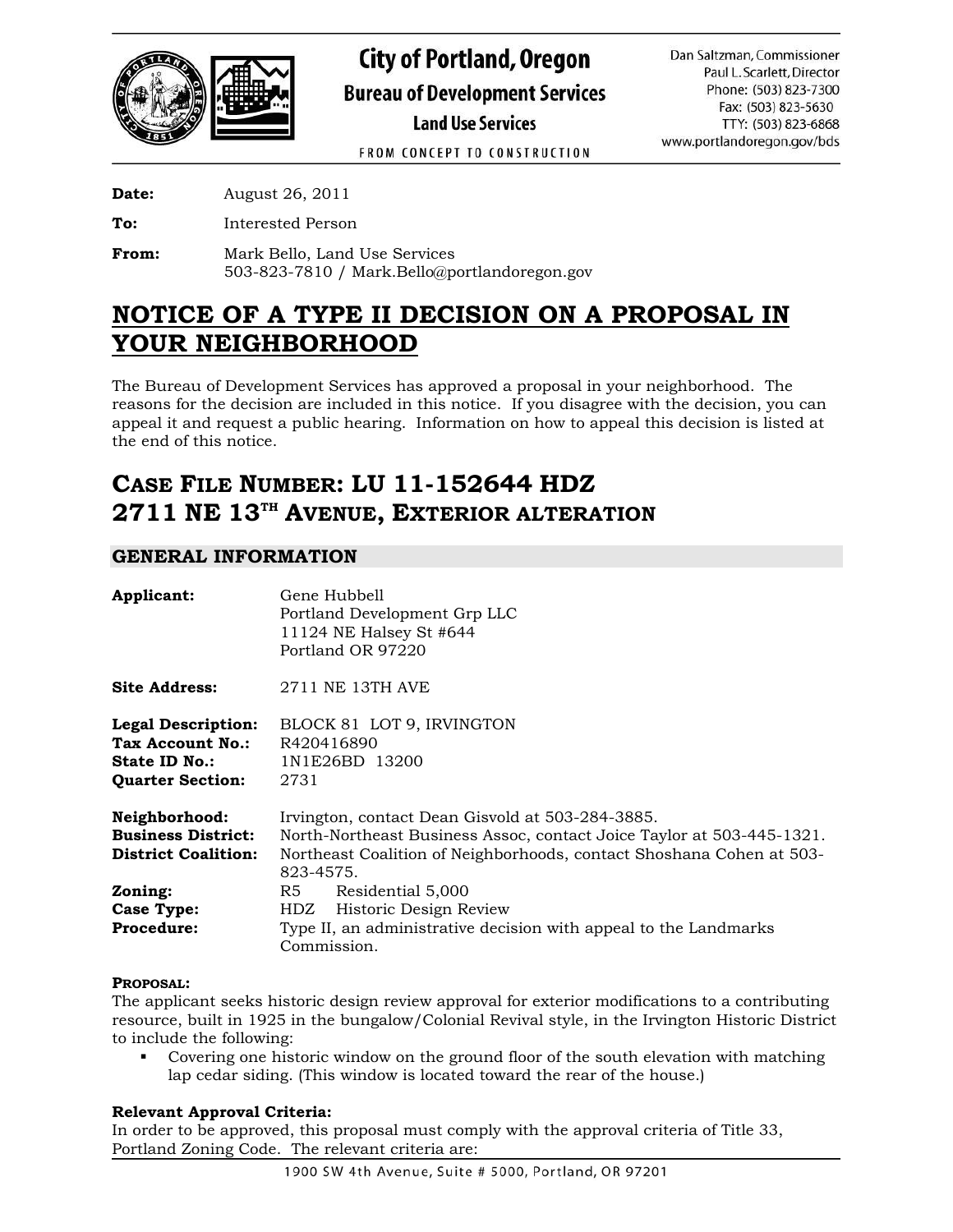# City of Portland, Oregon

## Bureau of Development Services

### Land Use Services

FROM CONCEPT TO CONSTRUCTION

Dan Saltzman, Commissioner
Paul L. Scarlett, Director
Phone: (503) 823-7300
Fax: (503) 823-5630
TTY: (503) 823-6868
www.portlandoregon.gov/bds

**Date:** August 26, 2011

**To:** Interested Person

**From:** Mark Bello, Land Use Services
503-823-7810 / Mark.Bello@portlandoregon.gov

# NOTICE OF A TYPE II DECISION ON A PROPOSAL IN YOUR NEIGHBORHOOD

The Bureau of Development Services has approved a proposal in your neighborhood. The reasons for the decision are included in this notice. If you disagree with the decision, you can appeal it and request a public hearing. Information on how to appeal this decision is listed at the end of this notice.

## CASE FILE NUMBER: LU 11-152644 HDZ
## 2711 NE 13TH AVENUE, EXTERIOR ALTERATION

### GENERAL INFORMATION

**Applicant:** Gene Hubbell
Portland Development Grp LLC
11124 NE Halsey St #644
Portland OR 97220

**Site Address:** 2711 NE 13TH AVE

**Legal Description:** BLOCK 81 LOT 9, IRVINGTON
**Tax Account No.:** R420416890
**State ID No.:** 1N1E26BD 13200
**Quarter Section:** 2731

**Neighborhood:** Irvington, contact Dean Gisvold at 503-284-3885.
**Business District:** North-Northeast Business Assoc, contact Joice Taylor at 503-445-1321.
**District Coalition:** Northeast Coalition of Neighborhoods, contact Shoshana Cohen at 503-823-4575.
**Zoning:** R5 Residential 5,000
**Case Type:** HDZ Historic Design Review
**Procedure:** Type II, an administrative decision with appeal to the Landmarks Commission.

**PROPOSAL:**
The applicant seeks historic design review approval for exterior modifications to a contributing resource, built in 1925 in the bungalow/Colonial Revival style, in the Irvington Historic District to include the following:

- Covering one historic window on the ground floor of the south elevation with matching lap cedar siding. (This window is located toward the rear of the house.)

**Relevant Approval Criteria:**
In order to be approved, this proposal must comply with the approval criteria of Title 33, Portland Zoning Code. The relevant criteria are: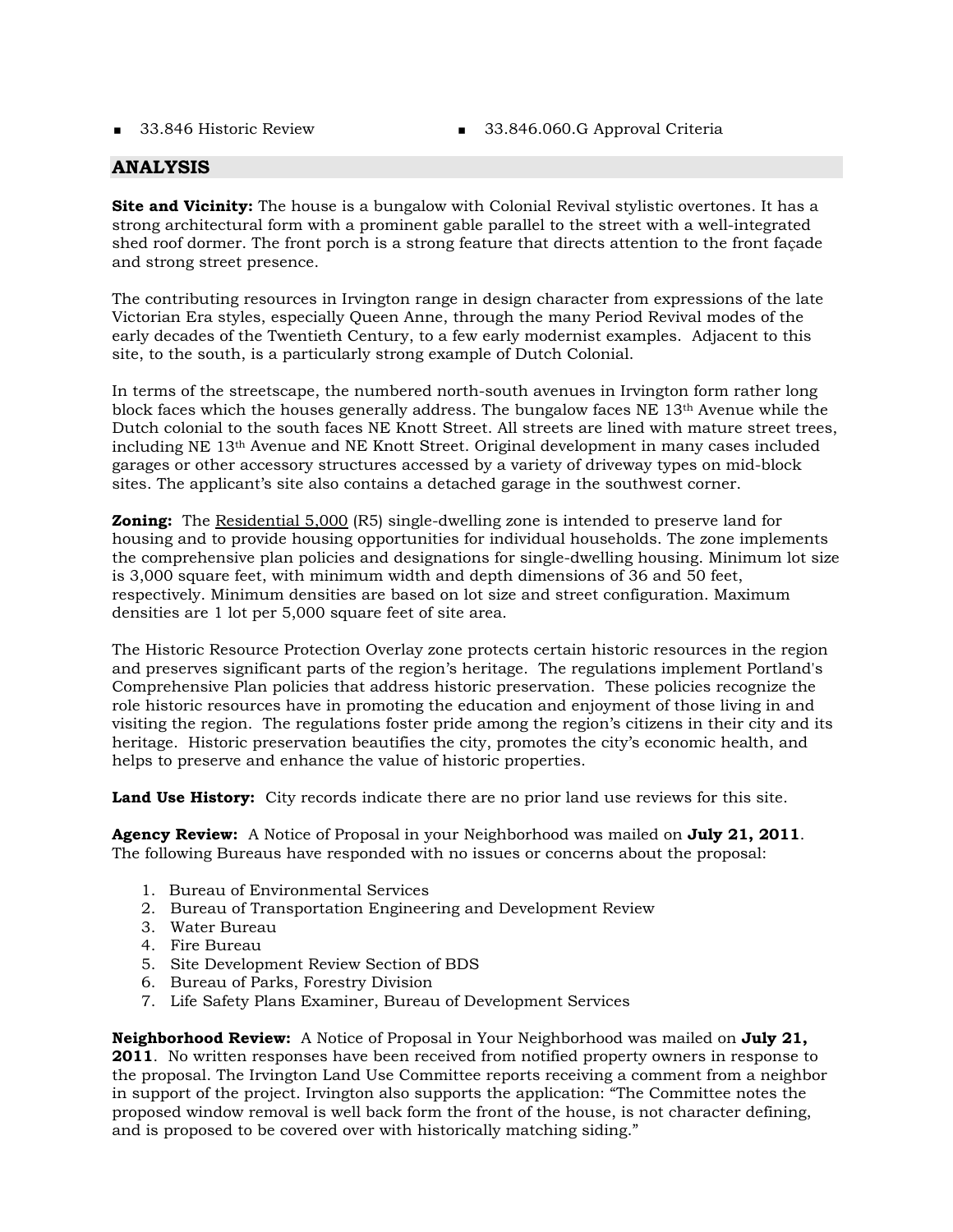- 33.846 Historic Review
- 33.846.060.G Approval Criteria

## ANALYSIS

**Site and Vicinity:** The house is a bungalow with Colonial Revival stylistic overtones. It has a strong architectural form with a prominent gable parallel to the street with a well-integrated shed roof dormer. The front porch is a strong feature that directs attention to the front façade and strong street presence.

The contributing resources in Irvington range in design character from expressions of the late Victorian Era styles, especially Queen Anne, through the many Period Revival modes of the early decades of the Twentieth Century, to a few early modernist examples. Adjacent to this site, to the south, is a particularly strong example of Dutch Colonial.

In terms of the streetscape, the numbered north-south avenues in Irvington form rather long block faces which the houses generally address. The bungalow faces NE 13th Avenue while the Dutch colonial to the south faces NE Knott Street. All streets are lined with mature street trees, including NE 13th Avenue and NE Knott Street. Original development in many cases included garages or other accessory structures accessed by a variety of driveway types on mid-block sites. The applicant's site also contains a detached garage in the southwest corner.

**Zoning:** The Residential 5,000 (R5) single-dwelling zone is intended to preserve land for housing and to provide housing opportunities for individual households. The zone implements the comprehensive plan policies and designations for single-dwelling housing. Minimum lot size is 3,000 square feet, with minimum width and depth dimensions of 36 and 50 feet, respectively. Minimum densities are based on lot size and street configuration. Maximum densities are 1 lot per 5,000 square feet of site area.

The Historic Resource Protection Overlay zone protects certain historic resources in the region and preserves significant parts of the region's heritage. The regulations implement Portland's Comprehensive Plan policies that address historic preservation. These policies recognize the role historic resources have in promoting the education and enjoyment of those living in and visiting the region. The regulations foster pride among the region's citizens in their city and its heritage. Historic preservation beautifies the city, promotes the city's economic health, and helps to preserve and enhance the value of historic properties.

**Land Use History:** City records indicate there are no prior land use reviews for this site.

**Agency Review:** A Notice of Proposal in your Neighborhood was mailed on **July 21, 2011**. The following Bureaus have responded with no issues or concerns about the proposal:

1. Bureau of Environmental Services
2. Bureau of Transportation Engineering and Development Review
3. Water Bureau
4. Fire Bureau
5. Site Development Review Section of BDS
6. Bureau of Parks, Forestry Division
7. Life Safety Plans Examiner, Bureau of Development Services

**Neighborhood Review:** A Notice of Proposal in Your Neighborhood was mailed on **July 21, 2011**. No written responses have been received from notified property owners in response to the proposal. The Irvington Land Use Committee reports receiving a comment from a neighbor in support of the project. Irvington also supports the application: "The Committee notes the proposed window removal is well back form the front of the house, is not character defining, and is proposed to be covered over with historically matching siding."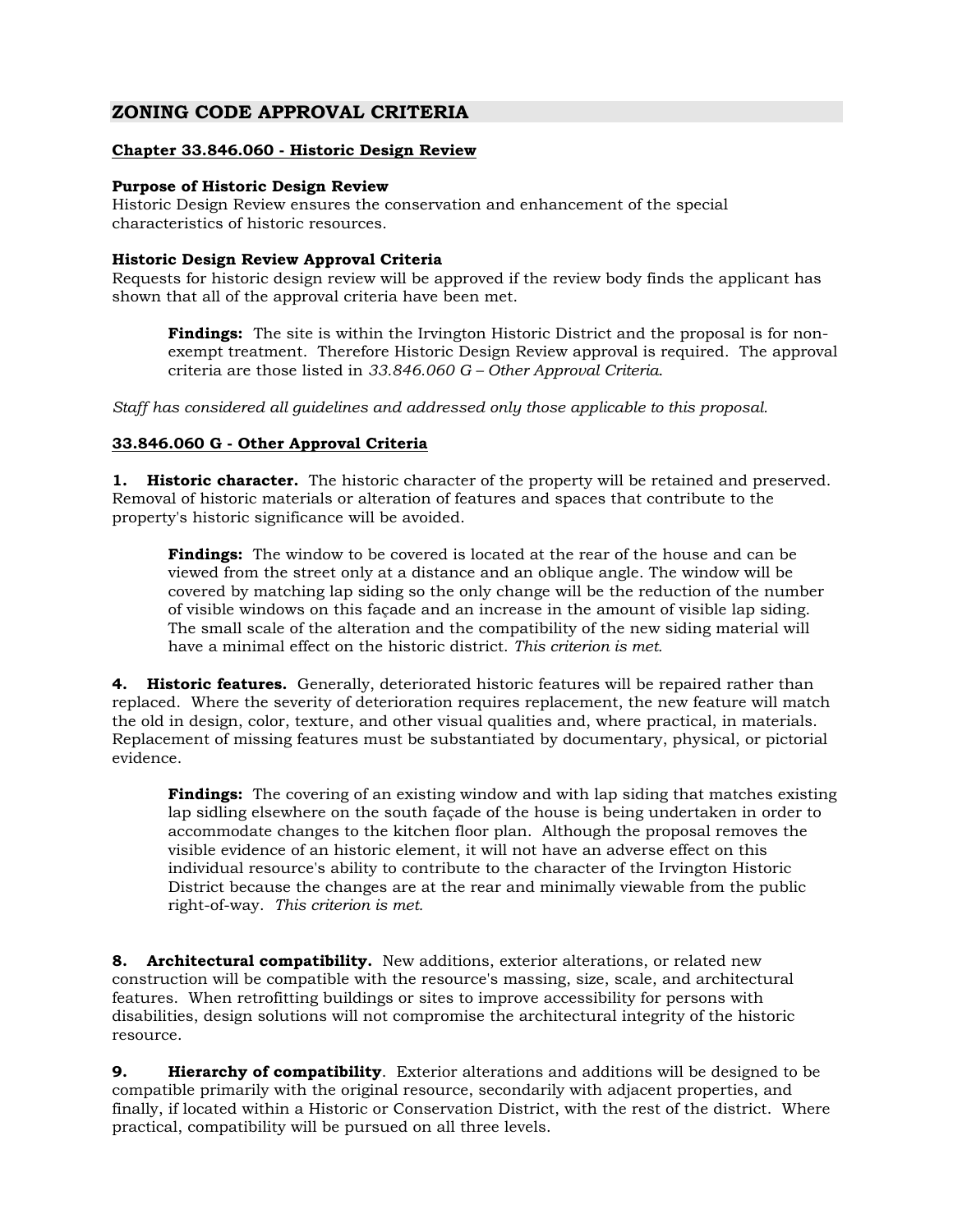## ZONING CODE APPROVAL CRITERIA

**Chapter 33.846.060 - Historic Design Review**

**Purpose of Historic Design Review**
Historic Design Review ensures the conservation and enhancement of the special characteristics of historic resources.

**Historic Design Review Approval Criteria**
Requests for historic design review will be approved if the review body finds the applicant has shown that all of the approval criteria have been met.

> **Findings:** The site is within the Irvington Historic District and the proposal is for non-exempt treatment. Therefore Historic Design Review approval is required. The approval criteria are those listed in *33.846.060 G – Other Approval Criteria*.

*Staff has considered all guidelines and addressed only those applicable to this proposal.*

**33.846.060 G - Other Approval Criteria**

**1. Historic character.** The historic character of the property will be retained and preserved. Removal of historic materials or alteration of features and spaces that contribute to the property's historic significance will be avoided.

> **Findings:** The window to be covered is located at the rear of the house and can be viewed from the street only at a distance and an oblique angle. The window will be covered by matching lap siding so the only change will be the reduction of the number of visible windows on this façade and an increase in the amount of visible lap siding. The small scale of the alteration and the compatibility of the new siding material will have a minimal effect on the historic district. *This criterion is met.*

**4. Historic features.** Generally, deteriorated historic features will be repaired rather than replaced. Where the severity of deterioration requires replacement, the new feature will match the old in design, color, texture, and other visual qualities and, where practical, in materials. Replacement of missing features must be substantiated by documentary, physical, or pictorial evidence.

> **Findings:** The covering of an existing window and with lap siding that matches existing lap sidling elsewhere on the south façade of the house is being undertaken in order to accommodate changes to the kitchen floor plan. Although the proposal removes the visible evidence of an historic element, it will not have an adverse effect on this individual resource's ability to contribute to the character of the Irvington Historic District because the changes are at the rear and minimally viewable from the public right-of-way. *This criterion is met.*

**8. Architectural compatibility.** New additions, exterior alterations, or related new construction will be compatible with the resource's massing, size, scale, and architectural features. When retrofitting buildings or sites to improve accessibility for persons with disabilities, design solutions will not compromise the architectural integrity of the historic resource.

**9. Hierarchy of compatibility**. Exterior alterations and additions will be designed to be compatible primarily with the original resource, secondarily with adjacent properties, and finally, if located within a Historic or Conservation District, with the rest of the district. Where practical, compatibility will be pursued on all three levels.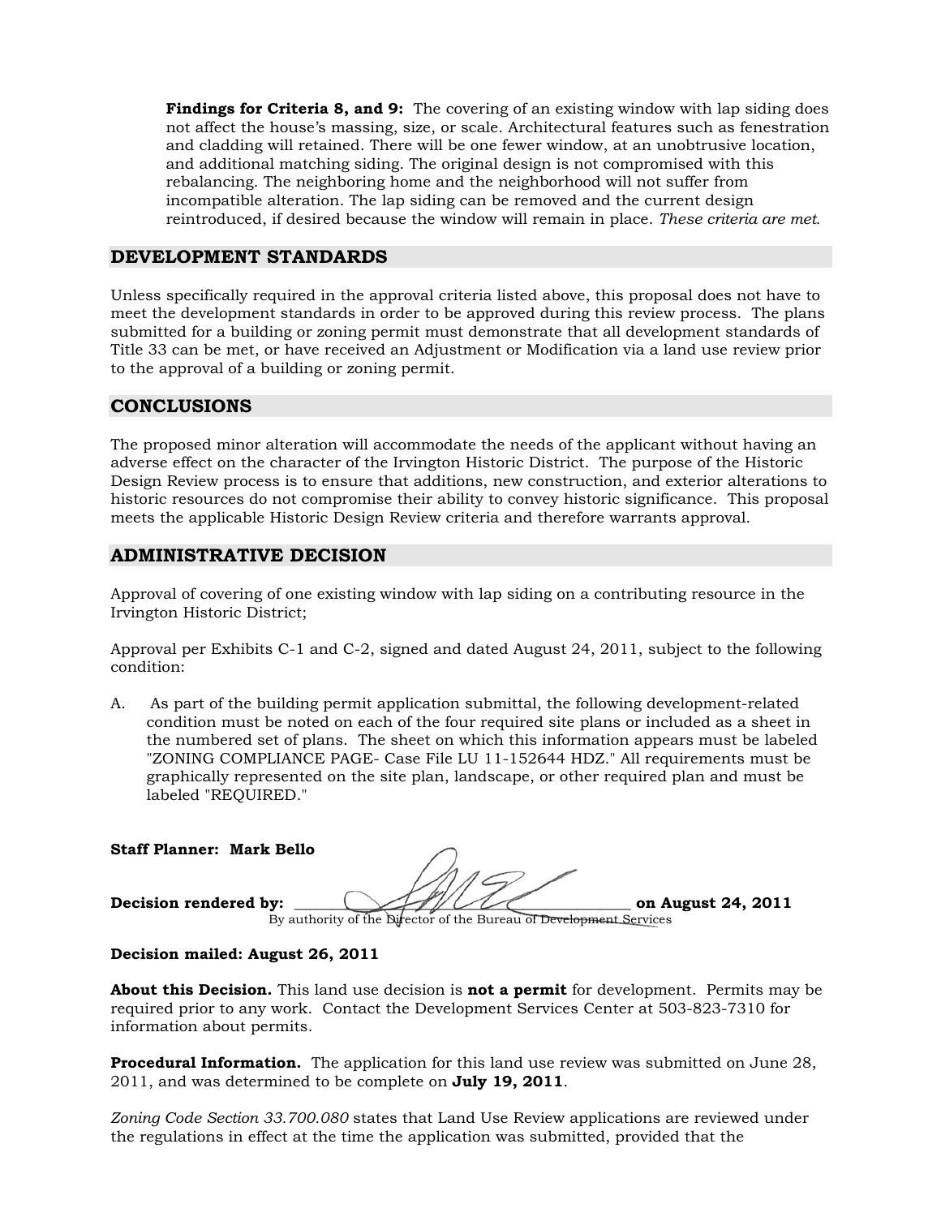**Findings for Criteria 8, and 9:** The covering of an existing window with lap siding does not affect the house's massing, size, or scale. Architectural features such as fenestration and cladding will retained. There will be one fewer window, at an unobtrusive location, and additional matching siding. The original design is not compromised with this rebalancing. The neighboring home and the neighborhood will not suffer from incompatible alteration. The lap siding can be removed and the current design reintroduced, if desired because the window will remain in place. *These criteria are met.*

## DEVELOPMENT STANDARDS

Unless specifically required in the approval criteria listed above, this proposal does not have to meet the development standards in order to be approved during this review process. The plans submitted for a building or zoning permit must demonstrate that all development standards of Title 33 can be met, or have received an Adjustment or Modification via a land use review prior to the approval of a building or zoning permit.

## CONCLUSIONS

The proposed minor alteration will accommodate the needs of the applicant without having an adverse effect on the character of the Irvington Historic District. The purpose of the Historic Design Review process is to ensure that additions, new construction, and exterior alterations to historic resources do not compromise their ability to convey historic significance. This proposal meets the applicable Historic Design Review criteria and therefore warrants approval.

## ADMINISTRATIVE DECISION

Approval of covering of one existing window with lap siding on a contributing resource in the Irvington Historic District;

Approval per Exhibits C-1 and C-2, signed and dated August 24, 2011, subject to the following condition:

A. As part of the building permit application submittal, the following development-related condition must be noted on each of the four required site plans or included as a sheet in the numbered set of plans. The sheet on which this information appears must be labeled "ZONING COMPLIANCE PAGE- Case File LU 11-152644 HDZ." All requirements must be graphically represented on the site plan, landscape, or other required plan and must be labeled "REQUIRED."

**Staff Planner: Mark Bello**

**Decision rendered by:** ______________________________ **on August 24, 2011**
By authority of the Director of the Bureau of Development Services

**Decision mailed: August 26, 2011**

**About this Decision.** This land use decision is **not a permit** for development. Permits may be required prior to any work. Contact the Development Services Center at 503-823-7310 for information about permits.

**Procedural Information.** The application for this land use review was submitted on June 28, 2011, and was determined to be complete on **July 19, 2011**.

*Zoning Code Section 33.700.080* states that Land Use Review applications are reviewed under the regulations in effect at the time the application was submitted, provided that the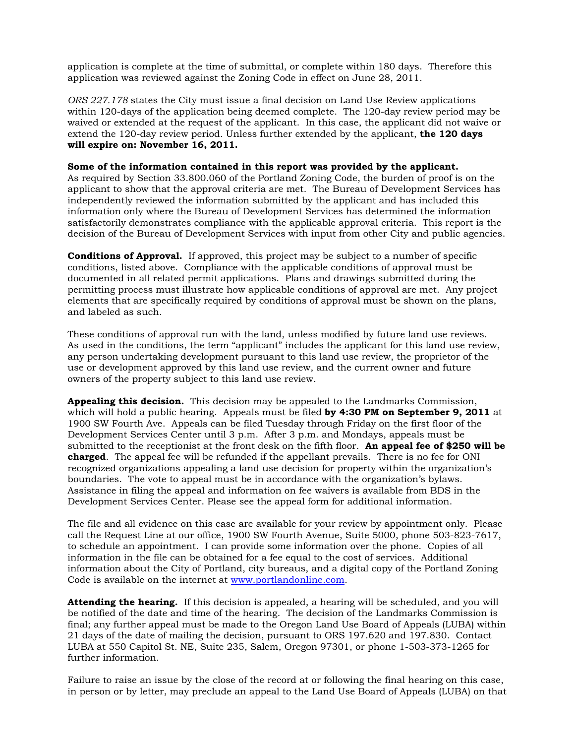application is complete at the time of submittal, or complete within 180 days. Therefore this application was reviewed against the Zoning Code in effect on June 28, 2011.

*ORS 227.178* states the City must issue a final decision on Land Use Review applications within 120-days of the application being deemed complete. The 120-day review period may be waived or extended at the request of the applicant. In this case, the applicant did not waive or extend the 120-day review period. Unless further extended by the applicant, **the 120 days will expire on: November 16, 2011.**

**Some of the information contained in this report was provided by the applicant.**
As required by Section 33.800.060 of the Portland Zoning Code, the burden of proof is on the applicant to show that the approval criteria are met. The Bureau of Development Services has independently reviewed the information submitted by the applicant and has included this information only where the Bureau of Development Services has determined the information satisfactorily demonstrates compliance with the applicable approval criteria. This report is the decision of the Bureau of Development Services with input from other City and public agencies.

**Conditions of Approval.** If approved, this project may be subject to a number of specific conditions, listed above. Compliance with the applicable conditions of approval must be documented in all related permit applications. Plans and drawings submitted during the permitting process must illustrate how applicable conditions of approval are met. Any project elements that are specifically required by conditions of approval must be shown on the plans, and labeled as such.

These conditions of approval run with the land, unless modified by future land use reviews. As used in the conditions, the term "applicant" includes the applicant for this land use review, any person undertaking development pursuant to this land use review, the proprietor of the use or development approved by this land use review, and the current owner and future owners of the property subject to this land use review.

**Appealing this decision.** This decision may be appealed to the Landmarks Commission, which will hold a public hearing. Appeals must be filed **by 4:30 PM on September 9, 2011** at 1900 SW Fourth Ave. Appeals can be filed Tuesday through Friday on the first floor of the Development Services Center until 3 p.m. After 3 p.m. and Mondays, appeals must be submitted to the receptionist at the front desk on the fifth floor. **An appeal fee of $250 will be charged**. The appeal fee will be refunded if the appellant prevails. There is no fee for ONI recognized organizations appealing a land use decision for property within the organization's boundaries. The vote to appeal must be in accordance with the organization's bylaws. Assistance in filing the appeal and information on fee waivers is available from BDS in the Development Services Center. Please see the appeal form for additional information.

The file and all evidence on this case are available for your review by appointment only. Please call the Request Line at our office, 1900 SW Fourth Avenue, Suite 5000, phone 503-823-7617, to schedule an appointment. I can provide some information over the phone. Copies of all information in the file can be obtained for a fee equal to the cost of services. Additional information about the City of Portland, city bureaus, and a digital copy of the Portland Zoning Code is available on the internet at www.portlandonline.com.

**Attending the hearing.** If this decision is appealed, a hearing will be scheduled, and you will be notified of the date and time of the hearing. The decision of the Landmarks Commission is final; any further appeal must be made to the Oregon Land Use Board of Appeals (LUBA) within 21 days of the date of mailing the decision, pursuant to ORS 197.620 and 197.830. Contact LUBA at 550 Capitol St. NE, Suite 235, Salem, Oregon 97301, or phone 1-503-373-1265 for further information.

Failure to raise an issue by the close of the record at or following the final hearing on this case, in person or by letter, may preclude an appeal to the Land Use Board of Appeals (LUBA) on that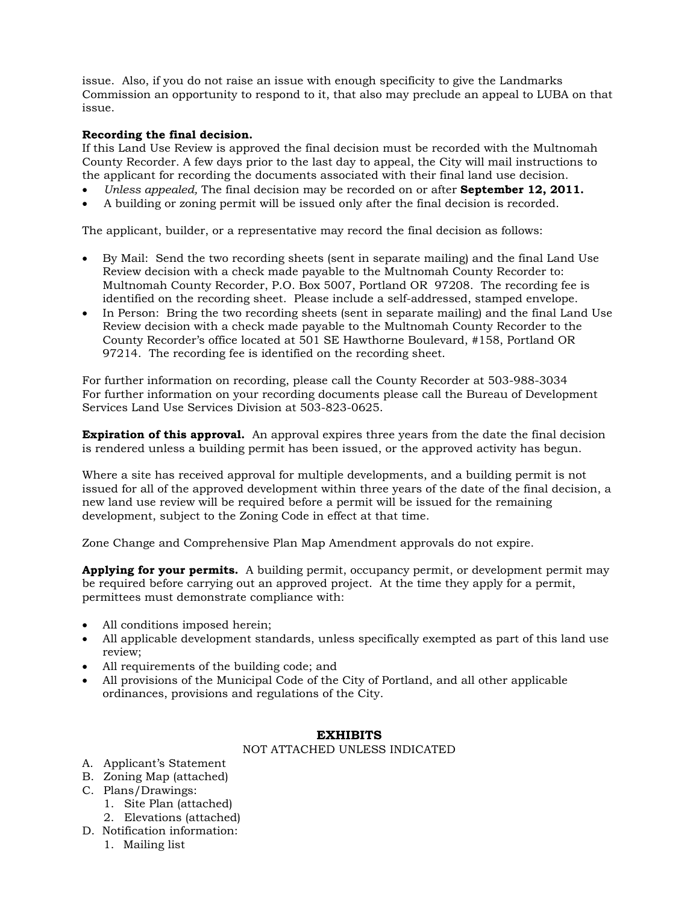issue. Also, if you do not raise an issue with enough specificity to give the Landmarks Commission an opportunity to respond to it, that also may preclude an appeal to LUBA on that issue.

**Recording the final decision.**
If this Land Use Review is approved the final decision must be recorded with the Multnomah County Recorder. A few days prior to the last day to appeal, the City will mail instructions to the applicant for recording the documents associated with their final land use decision.

- *Unless appealed,* The final decision may be recorded on or after **September 12, 2011.**
- A building or zoning permit will be issued only after the final decision is recorded.

The applicant, builder, or a representative may record the final decision as follows:

- By Mail: Send the two recording sheets (sent in separate mailing) and the final Land Use Review decision with a check made payable to the Multnomah County Recorder to: Multnomah County Recorder, P.O. Box 5007, Portland OR 97208. The recording fee is identified on the recording sheet. Please include a self-addressed, stamped envelope.
- In Person: Bring the two recording sheets (sent in separate mailing) and the final Land Use Review decision with a check made payable to the Multnomah County Recorder to the County Recorder's office located at 501 SE Hawthorne Boulevard, #158, Portland OR 97214. The recording fee is identified on the recording sheet.

For further information on recording, please call the County Recorder at 503-988-3034
For further information on your recording documents please call the Bureau of Development Services Land Use Services Division at 503-823-0625.

**Expiration of this approval.** An approval expires three years from the date the final decision is rendered unless a building permit has been issued, or the approved activity has begun.

Where a site has received approval for multiple developments, and a building permit is not issued for all of the approved development within three years of the date of the final decision, a new land use review will be required before a permit will be issued for the remaining development, subject to the Zoning Code in effect at that time.

Zone Change and Comprehensive Plan Map Amendment approvals do not expire.

**Applying for your permits.** A building permit, occupancy permit, or development permit may be required before carrying out an approved project. At the time they apply for a permit, permittees must demonstrate compliance with:

- All conditions imposed herein;
- All applicable development standards, unless specifically exempted as part of this land use review;
- All requirements of the building code; and
- All provisions of the Municipal Code of the City of Portland, and all other applicable ordinances, provisions and regulations of the City.

## EXHIBITS

NOT ATTACHED UNLESS INDICATED

A. Applicant's Statement
B. Zoning Map (attached)
C. Plans/Drawings:
   1. Site Plan (attached)
   2. Elevations (attached)
D. Notification information:
   1. Mailing list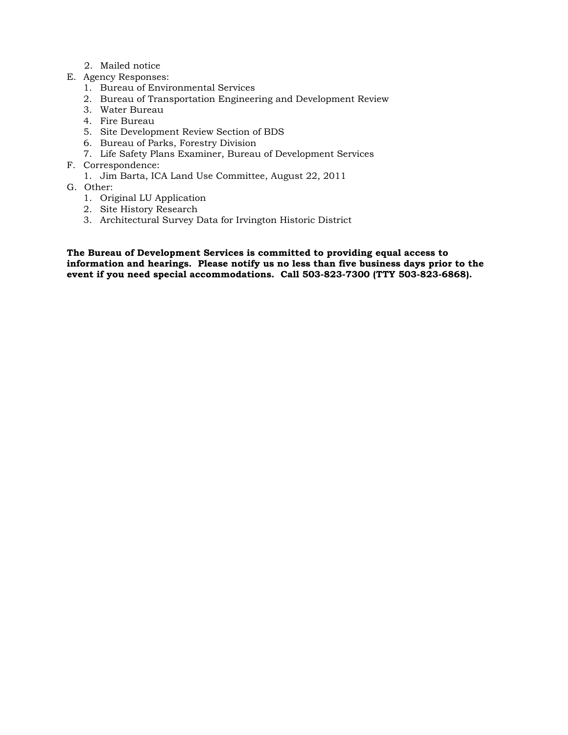2. Mailed notice
- E. Agency Responses:
   1. Bureau of Environmental Services
   2. Bureau of Transportation Engineering and Development Review
   3. Water Bureau
   4. Fire Bureau
   5. Site Development Review Section of BDS
   6. Bureau of Parks, Forestry Division
   7. Life Safety Plans Examiner, Bureau of Development Services
- F. Correspondence:
   1. Jim Barta, ICA Land Use Committee, August 22, 2011
- G. Other:
   1. Original LU Application
   2. Site History Research
   3. Architectural Survey Data for Irvington Historic District

**The Bureau of Development Services is committed to providing equal access to information and hearings. Please notify us no less than five business days prior to the event if you need special accommodations. Call 503-823-7300 (TTY 503-823-6868).**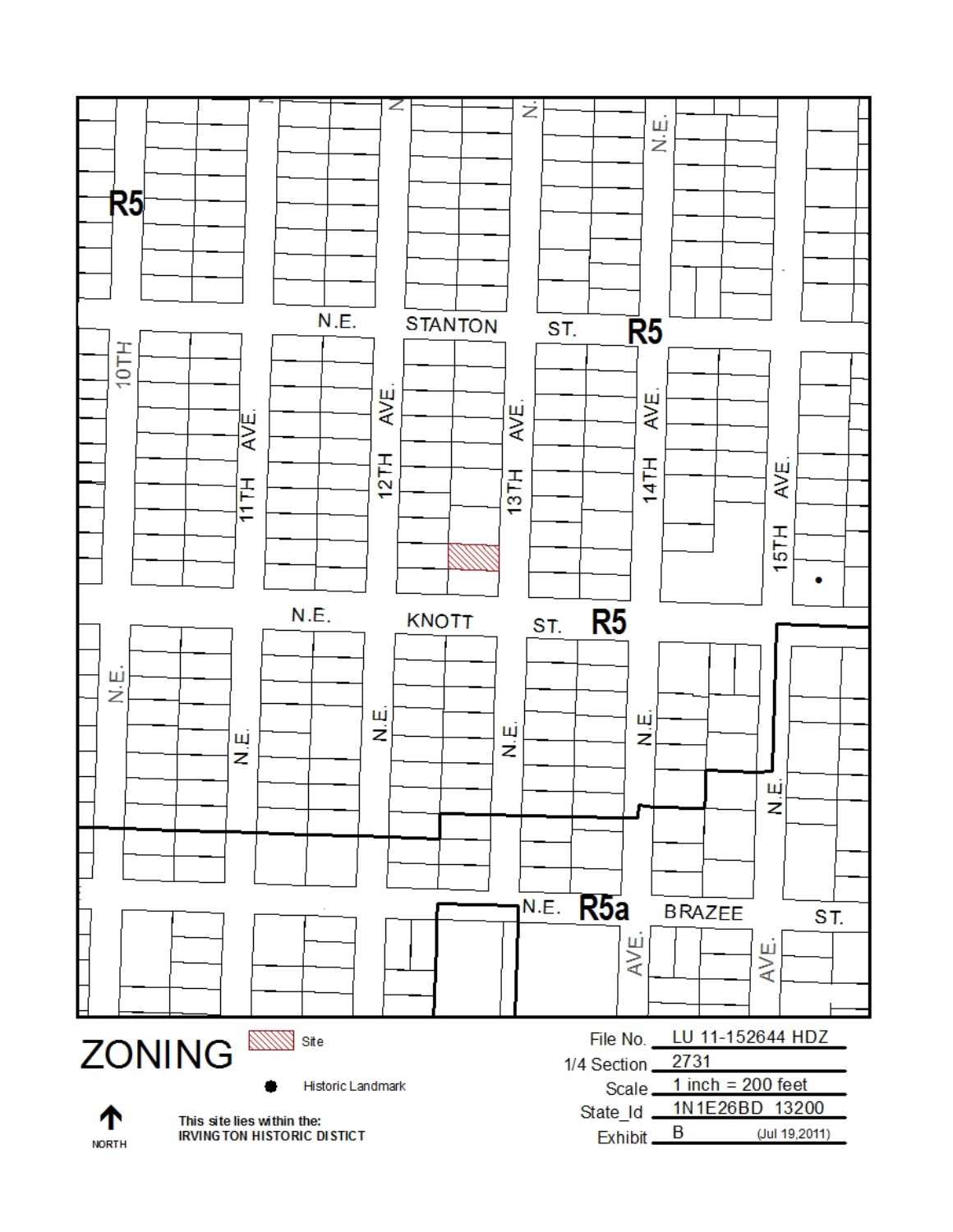# ZONING

Site

Historic Landmark

NORTH

This site lies within the:
IRVINGTON HISTORIC DISTICT

File No. LU 11-152644 HDZ

1/4 Section 2731

Scale 1 inch = 200 feet

State_Id 1N1E26BD 13200

Exhibit B (Jul 19,2011)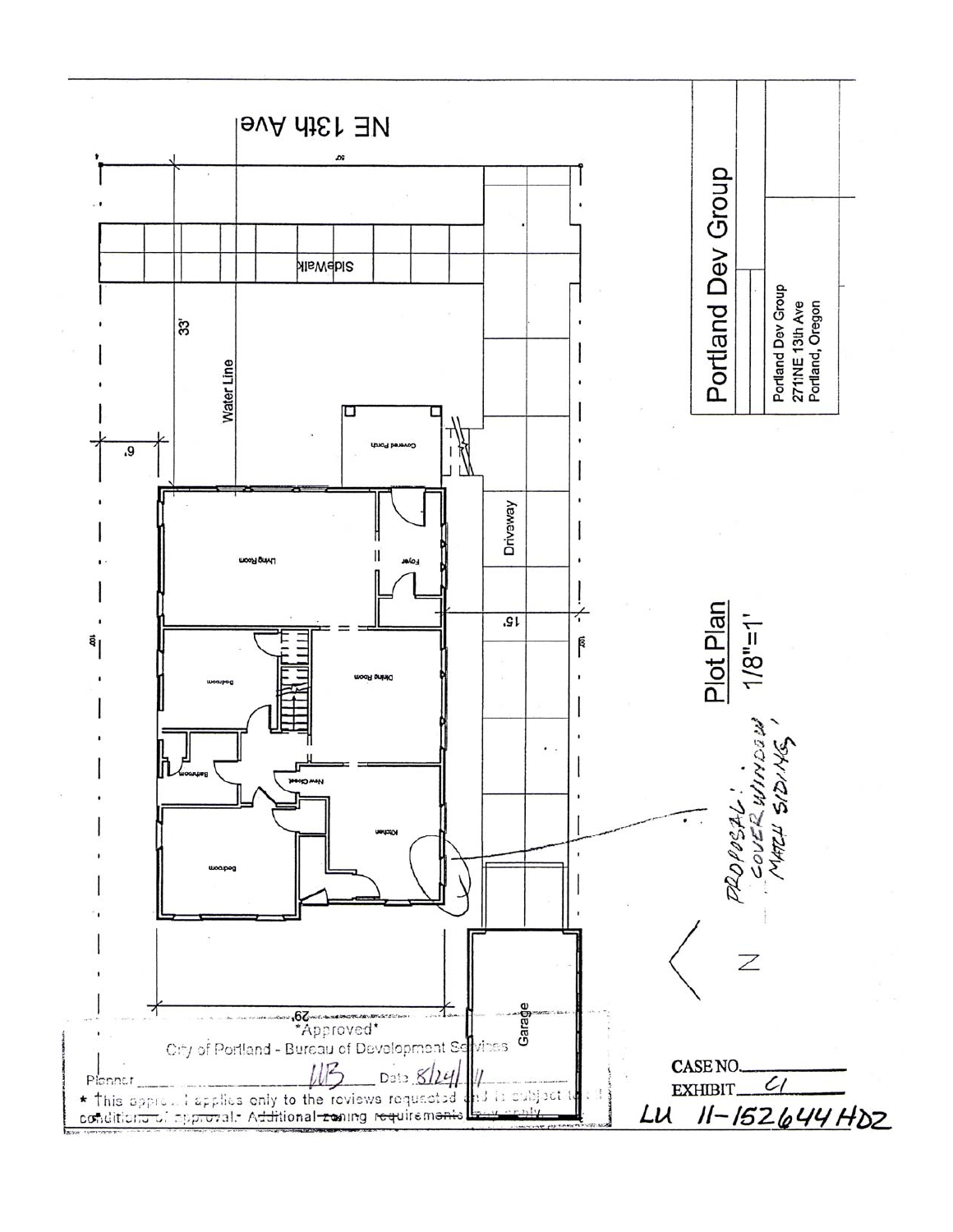NE 13th Ave

Sidewalk

Water Line

33'

6'

Covered Porch

Living Room

Foyer

Driveway

15'

Bedroom

Dining Room

Bathroom

New Closet

Kitchen

Bedroom

29'

Garage

# Portland Dev Group

Portland Dev Group
2711NE 13th Ave
Portland, Oregon

## Plot Plan 1/8"=1'

PROPOSAL: COVER WINDOW MATCH SIDING

N

\*Approved\*
City of Portland - Bureau of Development Services

Planner ______ LVB ______ Date 8/24/11

\* This approval applies only to the reviews requested and is subject to all conditions of approval. Additional zoning requirements may apply.

CASE NO. ______

EXHIBIT C1

LU 11-152644 HDZ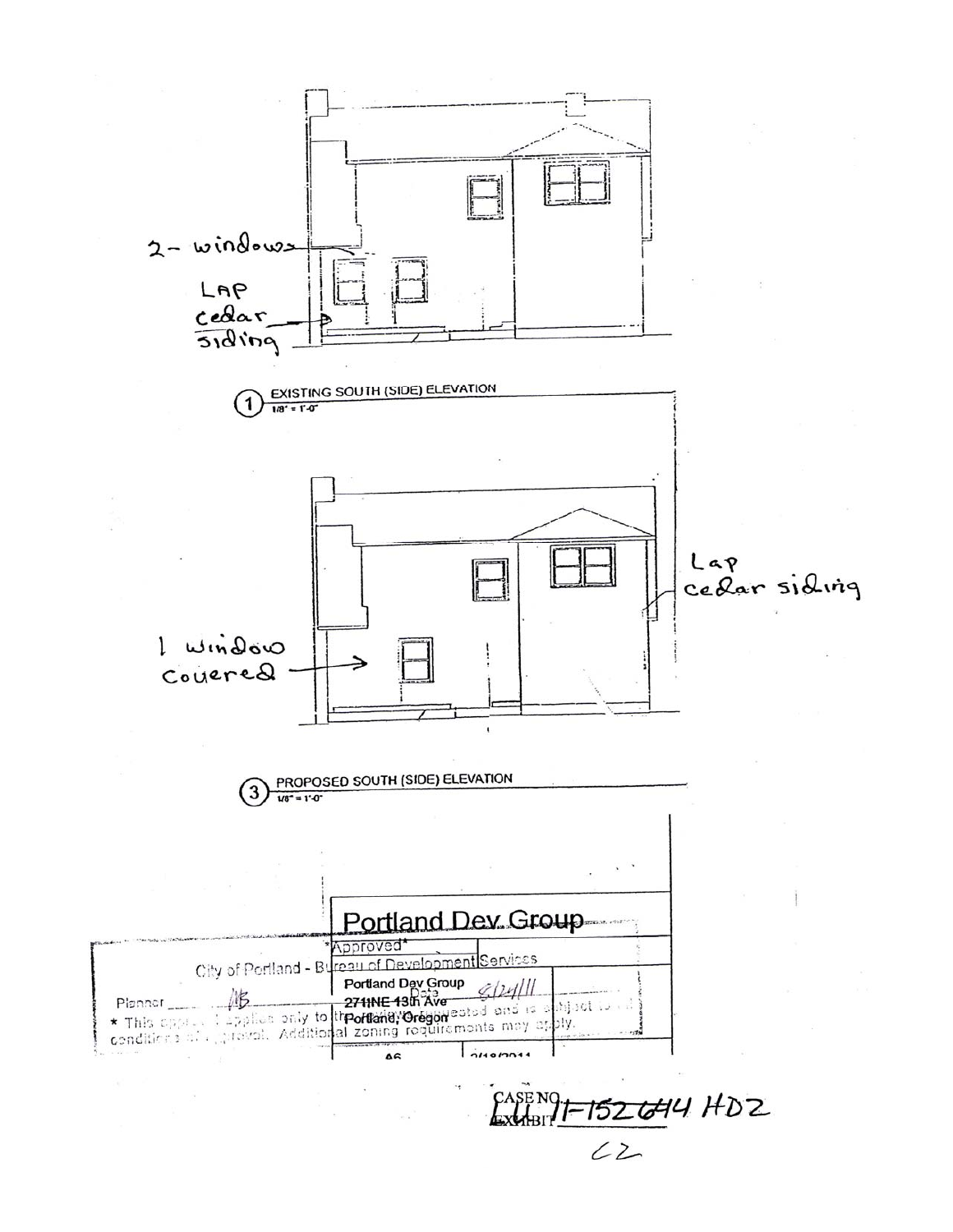2- windows

LAP cedar siding

1 EXISTING SOUTH (SIDE) ELEVATION
1/8" = 1'-0"

Lap cedar siding

1 window covered

3 PROPOSED SOUTH (SIDE) ELEVATION
1/8" = 1'-0"

Portland Dev Group

*Approved*
City of Portland - Bureau of Development Services
Planner _MB_ Date _8/24/11_
* This approval applies only to the reviews requested and is subject to all conditions of approval. Additional zoning requirements may apply.

Portland Dev Group
271NE 13th Ave
Portland, Oregon

A6 | 2/18/2011

CASE NO. LU 11-152644 HDZ
EXHIBIT C2